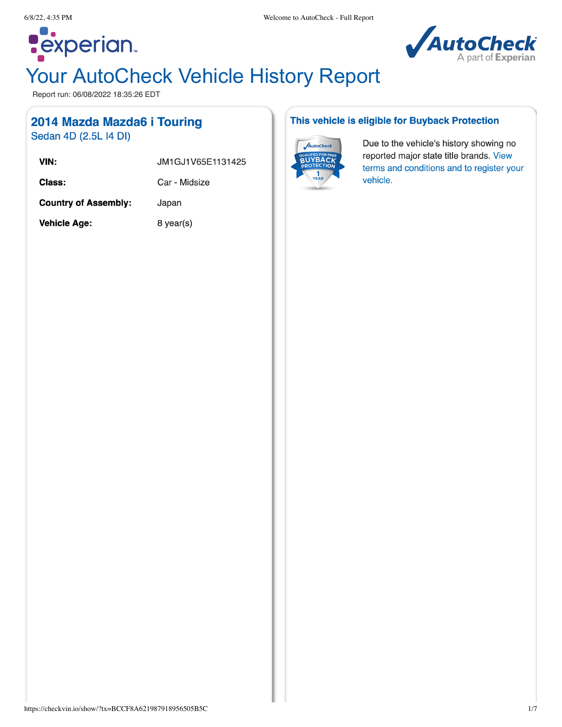# Your AutoCheck Vehicle History Report

Report run: 06/08/2022 18:35:26 EDT

## 2014 Mazda Mazda6 i Touring

Sedan 4D (2.5L I4 DI)

| | |
|---|---|
| **VIN:** | JM1GJ1V65E1131425 |
| **Class:** | Car - Midsize |
| **Country of Assembly:** | Japan |
| **Vehicle Age:** | 8 year(s) |

## This vehicle is eligible for Buyback Protection

Due to the vehicle's history showing no reported major state title brands. View terms and conditions and to register your vehicle.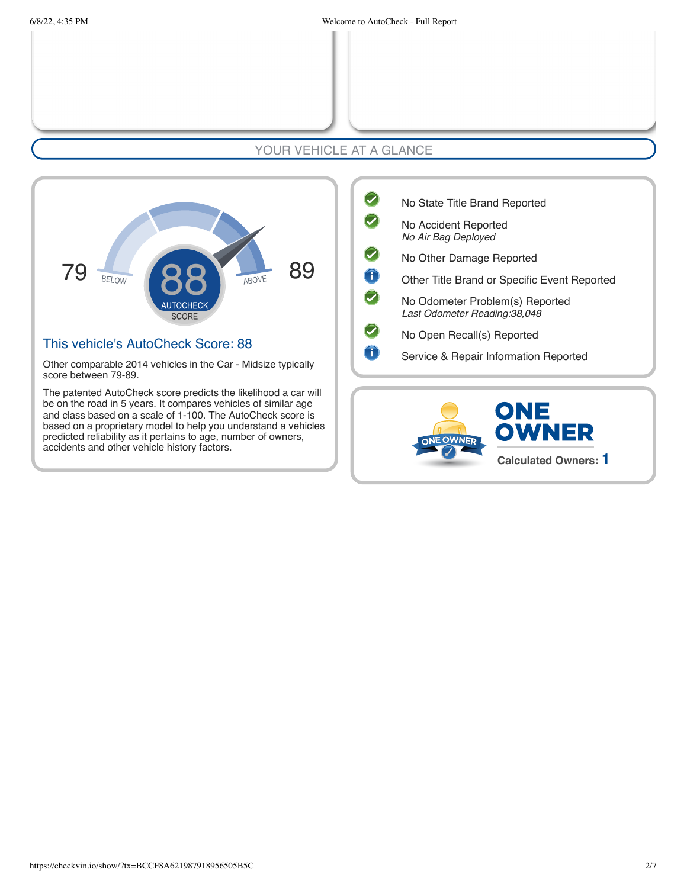## YOUR VEHICLE AT A GLANCE

79 BELOW **88** AUTOCHECK SCORE ABOVE 89

### This vehicle's AutoCheck Score: 88

Other comparable 2014 vehicles in the Car - Midsize typically score between 79-89.

The patented AutoCheck score predicts the likelihood a car will be on the road in 5 years. It compares vehicles of similar age and class based on a scale of 1-100. The AutoCheck score is based on a proprietary model to help you understand a vehicles predicted reliability as it pertains to age, number of owners, accidents and other vehicle history factors.

- No State Title Brand Reported
- No Accident Reported
  *No Air Bag Deployed*
- No Other Damage Reported
- Other Title Brand or Specific Event Reported
- No Odometer Problem(s) Reported
  *Last Odometer Reading:38,048*
- No Open Recall(s) Reported
- Service & Repair Information Reported

**ONE OWNER**

**Calculated Owners: 1**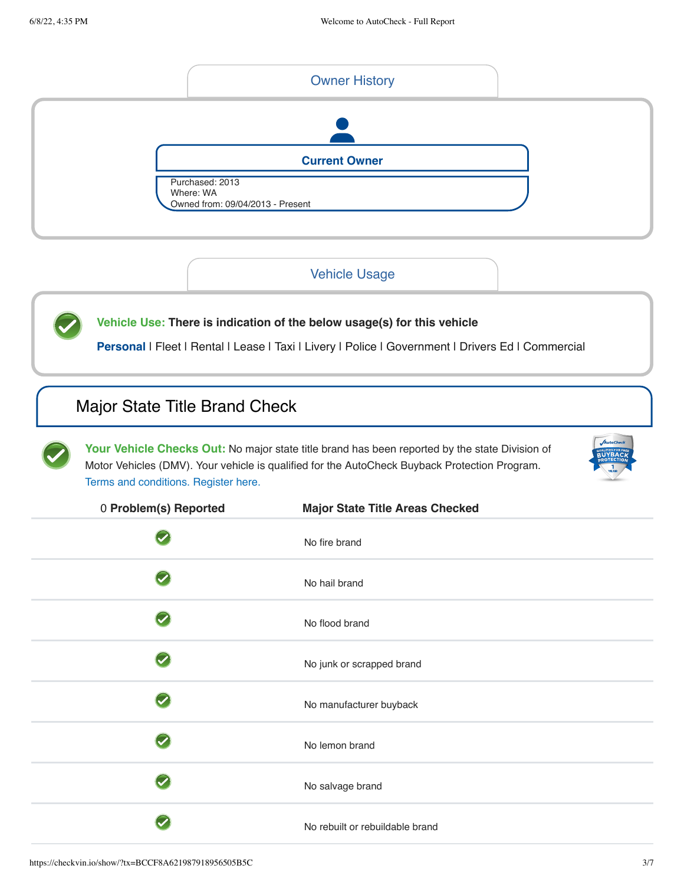## Owner History

**Current Owner**

Purchased: 2013
Where: WA
Owned from: 09/04/2013 - Present

## Vehicle Usage

**Vehicle Use:** **There is indication of the below usage(s) for this vehicle**

**Personal** | Fleet | Rental | Lease | Taxi | Livery | Police | Government | Drivers Ed | Commercial

## Major State Title Brand Check

**Your Vehicle Checks Out:** No major state title brand has been reported by the state Division of Motor Vehicles (DMV). Your vehicle is qualified for the AutoCheck Buyback Protection Program. Terms and conditions. Register here.

| 0 Problem(s) Reported | Major State Title Areas Checked |
|---|---|
| ✓ | No fire brand |
| ✓ | No hail brand |
| ✓ | No flood brand |
| ✓ | No junk or scrapped brand |
| ✓ | No manufacturer buyback |
| ✓ | No lemon brand |
| ✓ | No salvage brand |
| ✓ | No rebuilt or rebuildable brand |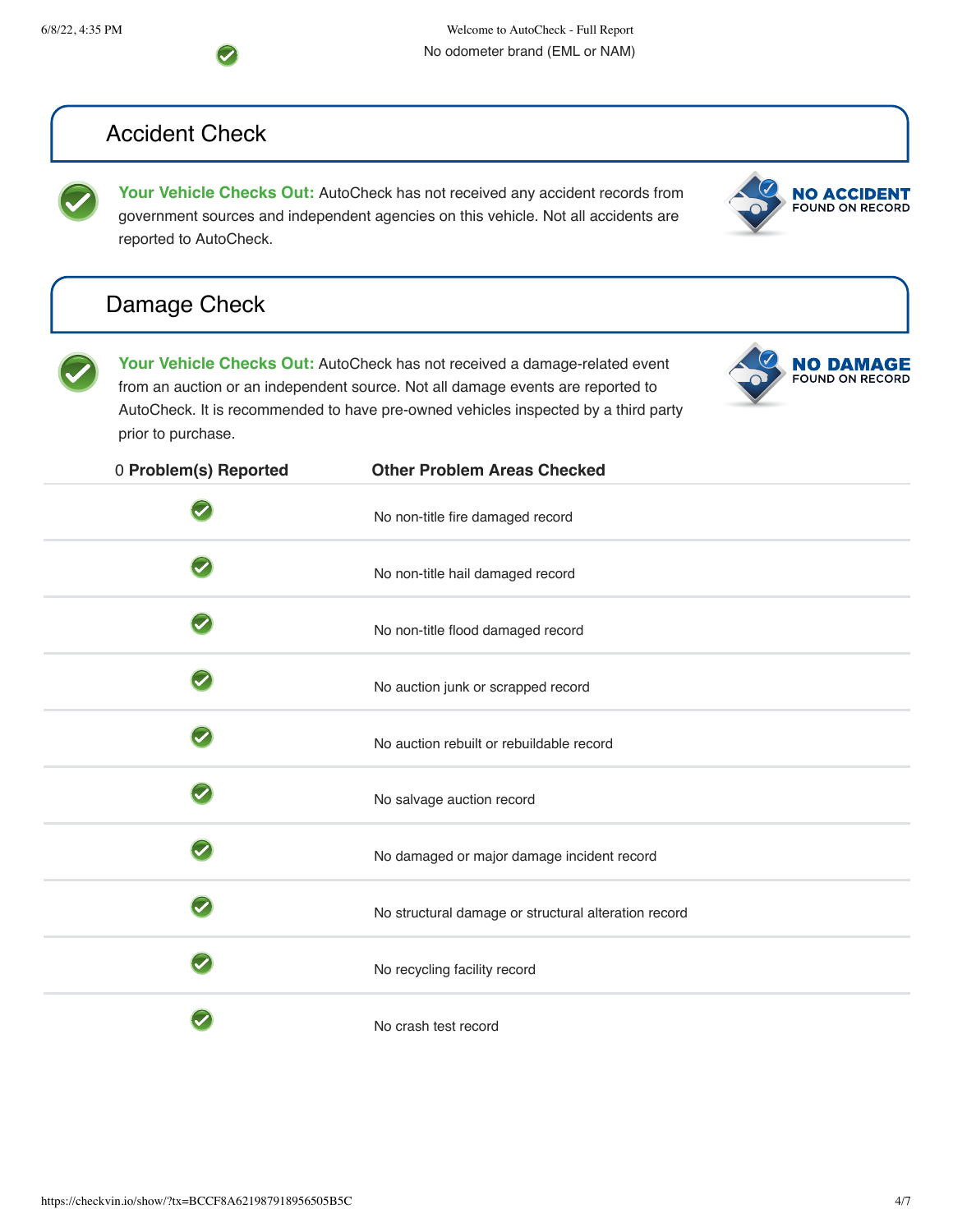No odometer brand (EML or NAM)

## Accident Check

**Your Vehicle Checks Out:** AutoCheck has not received any accident records from government sources and independent agencies on this vehicle. Not all accidents are reported to AutoCheck.

**NO ACCIDENT** FOUND ON RECORD

## Damage Check

**Your Vehicle Checks Out:** AutoCheck has not received a damage-related event from an auction or an independent source. Not all damage events are reported to AutoCheck. It is recommended to have pre-owned vehicles inspected by a third party prior to purchase.

**NO DAMAGE** FOUND ON RECORD

| 0 **Problem(s) Reported** | **Other Problem Areas Checked** |
|---|---|
| ✓ | No non-title fire damaged record |
| ✓ | No non-title hail damaged record |
| ✓ | No non-title flood damaged record |
| ✓ | No auction junk or scrapped record |
| ✓ | No auction rebuilt or rebuildable record |
| ✓ | No salvage auction record |
| ✓ | No damaged or major damage incident record |
| ✓ | No structural damage or structural alteration record |
| ✓ | No recycling facility record |
| ✓ | No crash test record |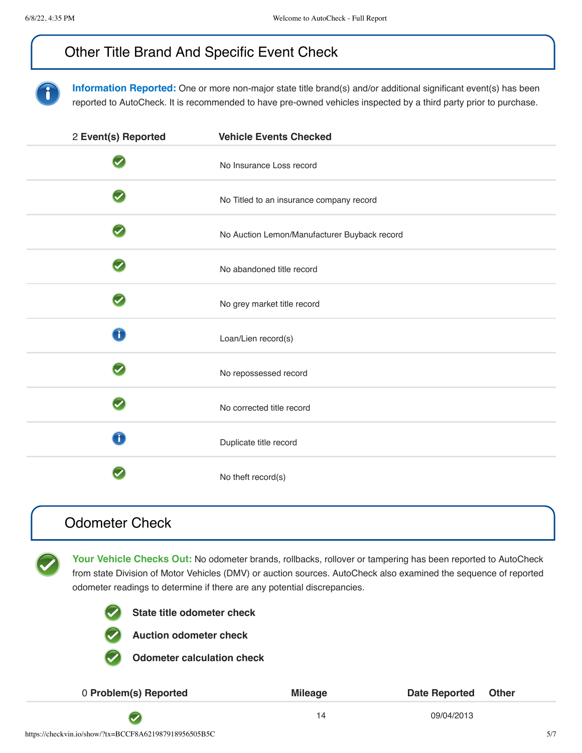## Other Title Brand And Specific Event Check

**Information Reported:** One or more non-major state title brand(s) and/or additional significant event(s) has been reported to AutoCheck. It is recommended to have pre-owned vehicles inspected by a third party prior to purchase.

| 2 **Event(s) Reported** | **Vehicle Events Checked** |
|---|---|
| ✓ | No Insurance Loss record |
| ✓ | No Titled to an insurance company record |
| ✓ | No Auction Lemon/Manufacturer Buyback record |
| ✓ | No abandoned title record |
| ✓ | No grey market title record |
| i | Loan/Lien record(s) |
| ✓ | No repossessed record |
| ✓ | No corrected title record |
| i | Duplicate title record |
| ✓ | No theft record(s) |

## Odometer Check

**Your Vehicle Checks Out:** No odometer brands, rollbacks, rollover or tampering has been reported to AutoCheck from state Division of Motor Vehicles (DMV) or auction sources. AutoCheck also examined the sequence of reported odometer readings to determine if there are any potential discrepancies.

- ✓ **State title odometer check**
- ✓ **Auction odometer check**
- ✓ **Odometer calculation check**

| 0 **Problem(s) Reported** | **Mileage** | **Date Reported** | **Other** |
|---|---|---|---|
| ✓ | 14 | 09/04/2013 | |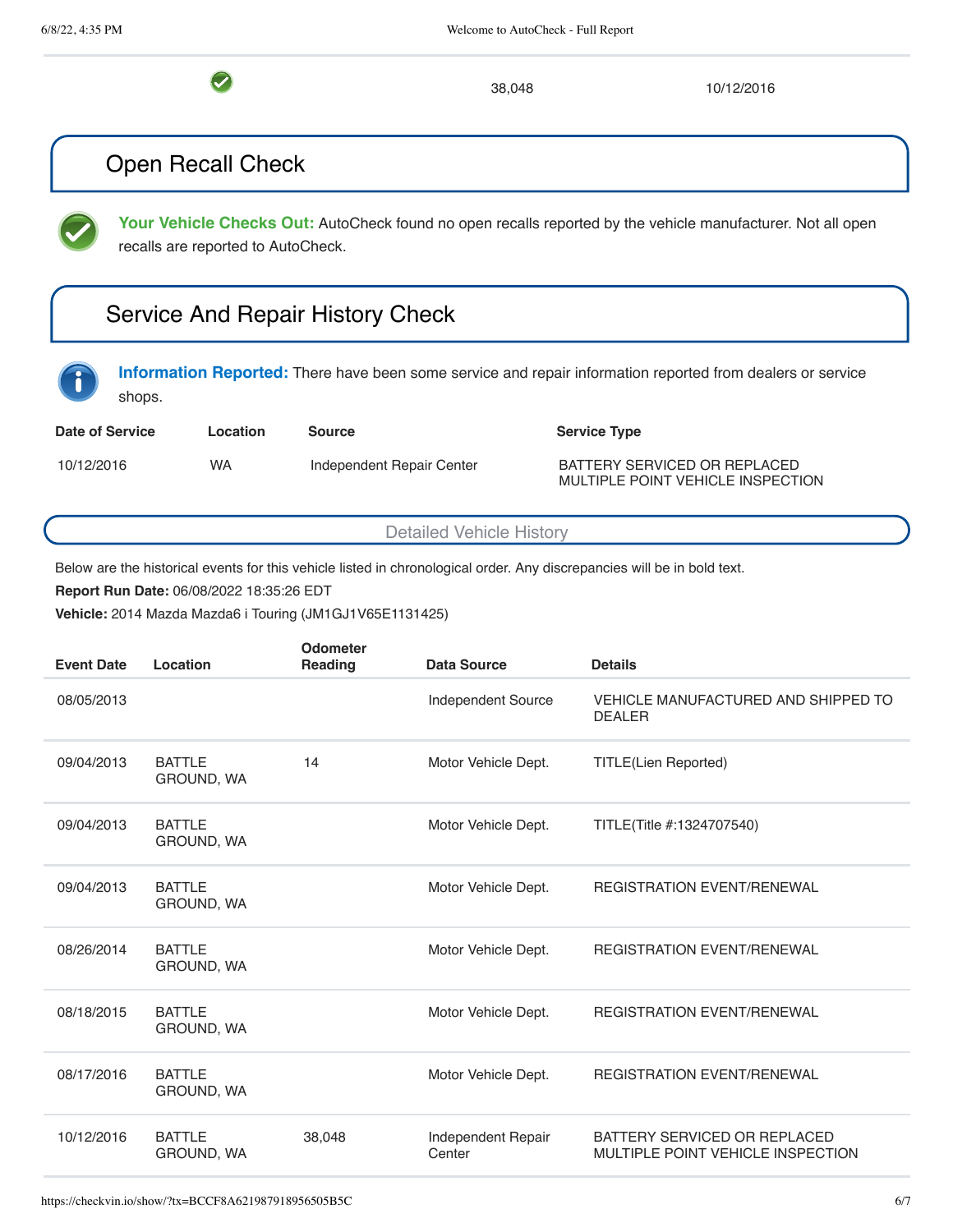| | | |
|---|---|---|
| ✓ | 38,048 | 10/12/2016 |

## Open Recall Check

**Your Vehicle Checks Out:** AutoCheck found no open recalls reported by the vehicle manufacturer. Not all open recalls are reported to AutoCheck.

## Service And Repair History Check

**Information Reported:** There have been some service and repair information reported from dealers or service shops.

| Date of Service | Location | Source | Service Type |
|---|---|---|---|
| 10/12/2016 | WA | Independent Repair Center | BATTERY SERVICED OR REPLACED<br>MULTIPLE POINT VEHICLE INSPECTION |

## Detailed Vehicle History

Below are the historical events for this vehicle listed in chronological order. Any discrepancies will be in bold text.

**Report Run Date:** 06/08/2022 18:35:26 EDT

**Vehicle:** 2014 Mazda Mazda6 i Touring (JM1GJ1V65E1131425)

| Event Date | Location | Odometer Reading | Data Source | Details |
|---|---|---|---|---|
| 08/05/2013 | | | Independent Source | VEHICLE MANUFACTURED AND SHIPPED TO DEALER |
| 09/04/2013 | BATTLE GROUND, WA | 14 | Motor Vehicle Dept. | TITLE(Lien Reported) |
| 09/04/2013 | BATTLE GROUND, WA | | Motor Vehicle Dept. | TITLE(Title #:1324707540) |
| 09/04/2013 | BATTLE GROUND, WA | | Motor Vehicle Dept. | REGISTRATION EVENT/RENEWAL |
| 08/26/2014 | BATTLE GROUND, WA | | Motor Vehicle Dept. | REGISTRATION EVENT/RENEWAL |
| 08/18/2015 | BATTLE GROUND, WA | | Motor Vehicle Dept. | REGISTRATION EVENT/RENEWAL |
| 08/17/2016 | BATTLE GROUND, WA | | Motor Vehicle Dept. | REGISTRATION EVENT/RENEWAL |
| 10/12/2016 | BATTLE GROUND, WA | 38,048 | Independent Repair Center | BATTERY SERVICED OR REPLACED<br>MULTIPLE POINT VEHICLE INSPECTION |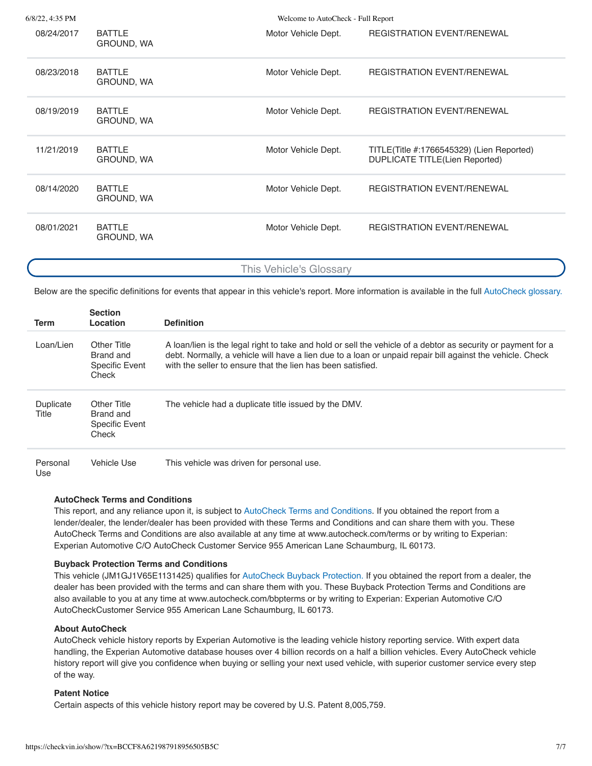| | | | |
|---|---|---|---|
| 08/24/2017 | BATTLE GROUND, WA | Motor Vehicle Dept. | REGISTRATION EVENT/RENEWAL |
| 08/23/2018 | BATTLE GROUND, WA | Motor Vehicle Dept. | REGISTRATION EVENT/RENEWAL |
| 08/19/2019 | BATTLE GROUND, WA | Motor Vehicle Dept. | REGISTRATION EVENT/RENEWAL |
| 11/21/2019 | BATTLE GROUND, WA | Motor Vehicle Dept. | TITLE(Title #:1766545329) (Lien Reported) DUPLICATE TITLE(Lien Reported) |
| 08/14/2020 | BATTLE GROUND, WA | Motor Vehicle Dept. | REGISTRATION EVENT/RENEWAL |
| 08/01/2021 | BATTLE GROUND, WA | Motor Vehicle Dept. | REGISTRATION EVENT/RENEWAL |

## This Vehicle's Glossary

Below are the specific definitions for events that appear in this vehicle's report. More information is available in the full AutoCheck glossary.

| Term | Section Location | Definition |
|---|---|---|
| Loan/Lien | Other Title Brand and Specific Event Check | A loan/lien is the legal right to take and hold or sell the vehicle of a debtor as security or payment for a debt. Normally, a vehicle will have a lien due to a loan or unpaid repair bill against the vehicle. Check with the seller to ensure that the lien has been satisfied. |
| Duplicate Title | Other Title Brand and Specific Event Check | The vehicle had a duplicate title issued by the DMV. |
| Personal Use | Vehicle Use | This vehicle was driven for personal use. |

**AutoCheck Terms and Conditions**

This report, and any reliance upon it, is subject to AutoCheck Terms and Conditions. If you obtained the report from a lender/dealer, the lender/dealer has been provided with these Terms and Conditions and can share them with you. These AutoCheck Terms and Conditions are also available at any time at www.autocheck.com/terms or by writing to Experian: Experian Automotive C/O AutoCheck Customer Service 955 American Lane Schaumburg, IL 60173.

**Buyback Protection Terms and Conditions**

This vehicle (JM1GJ1V65E1131425) qualifies for AutoCheck Buyback Protection. If you obtained the report from a dealer, the dealer has been provided with the terms and can share them with you. These Buyback Protection Terms and Conditions are also available to you at any time at www.autocheck.com/bbpterms or by writing to Experian: Experian Automotive C/O AutoCheckCustomer Service 955 American Lane Schaumburg, IL 60173.

**About AutoCheck**

AutoCheck vehicle history reports by Experian Automotive is the leading vehicle history reporting service. With expert data handling, the Experian Automotive database houses over 4 billion records on a half a billion vehicles. Every AutoCheck vehicle history report will give you confidence when buying or selling your next used vehicle, with superior customer service every step of the way.

**Patent Notice**

Certain aspects of this vehicle history report may be covered by U.S. Patent 8,005,759.